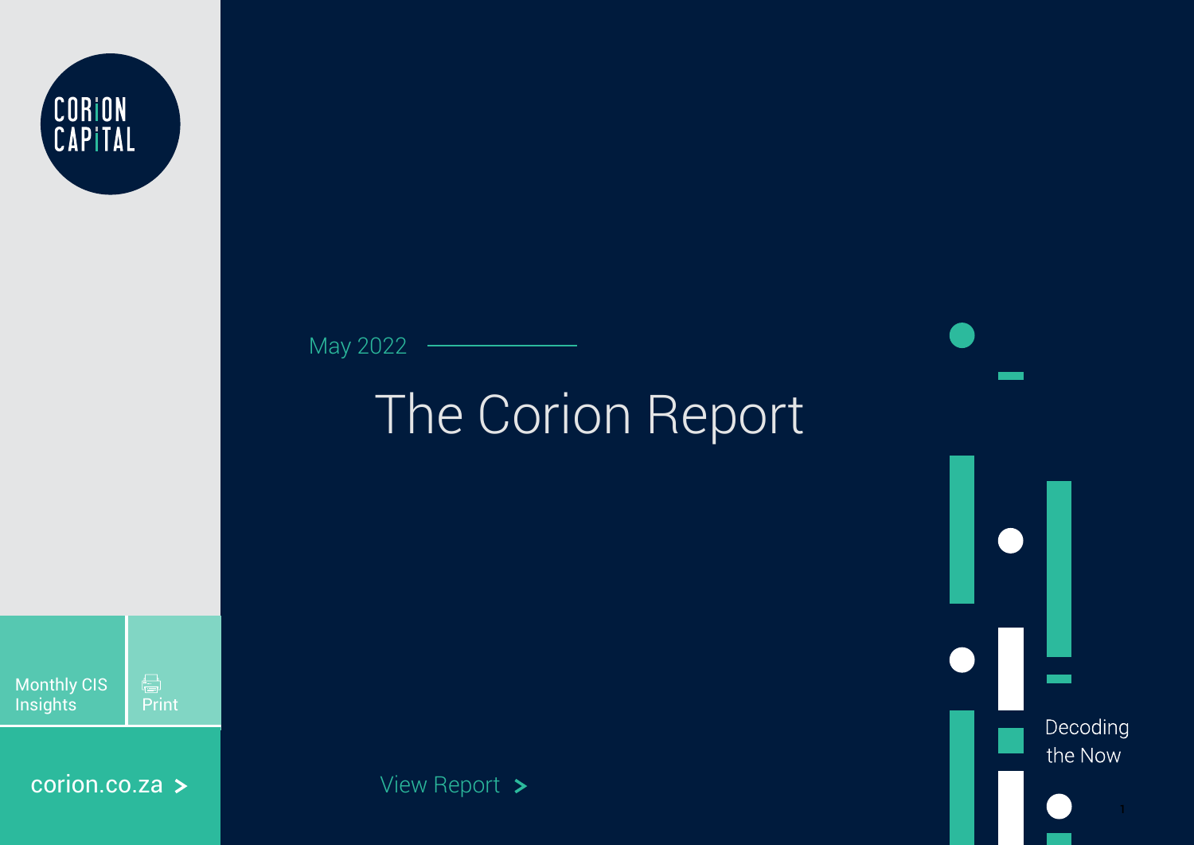CORiON CAPiTAL

May 2022

# The Corion Report

Monthly CIS Insights

Print

corion.co.za >

View Report >

Decoding the Now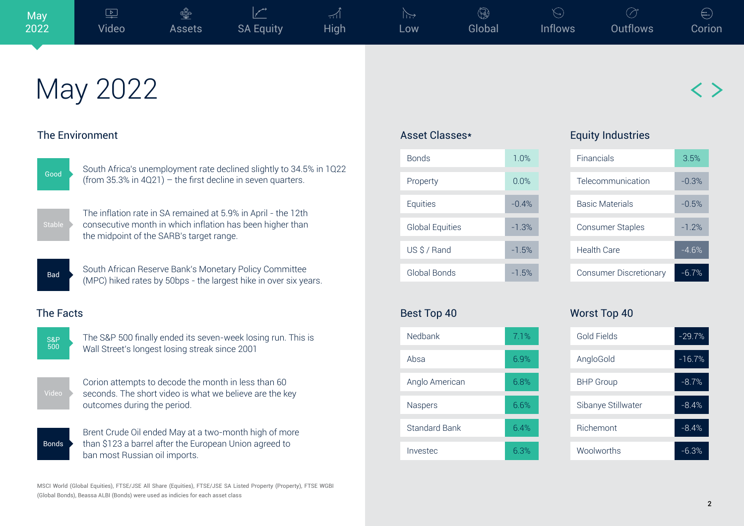# May 2022

## The Environment

**Good** — South Africa's unemployment rate declined slightly to 34.5% in 1Q22 (from 35.3% in 4Q21) – the first decline in seven quarters.

**Stable** — The inflation rate in SA remained at 5.9% in April - the 12th consecutive month in which inflation has been higher than the midpoint of the SARB's target range.

**Bad** — South African Reserve Bank's Monetary Policy Committee (MPC) hiked rates by 50bps - the largest hike in over six years.

## The Facts

**S&P 500** — The S&P 500 finally ended its seven-week losing run. This is Wall Street's longest losing streak since 2001

**Video** — Corion attempts to decode the month in less than 60 seconds. The short video is what we believe are the key outcomes during the period.

**Bonds** — Brent Crude Oil ended May at a two-month high of more than $123 a barrel after the European Union agreed to ban most Russian oil imports.

MSCI World (Global Equities), FTSE/JSE All Share (Equities), FTSE/JSE SA Listed Property (Property), FTSE WGBI (Global Bonds), Beassa ALBI (Bonds) were used as indicies for each asset class

## Asset Classes*

| Asset Class | Return |
|---|---|
| Bonds | 1.0% |
| Property | 0.0% |
| Equities | -0.4% |
| Global Equities | -1.3% |
| US $ / Rand | -1.5% |
| Global Bonds | -1.5% |

## Equity Industries

| Industry | Return |
|---|---|
| Financials | 3.5% |
| Telecommunication | -0.3% |
| Basic Materials | -0.5% |
| Consumer Staples | -1.2% |
| Health Care | -4.6% |
| Consumer Discretionary | -6.7% |

## Best Top 40

| Company | Return |
|---|---|
| Nedbank | 7.1% |
| Absa | 6.9% |
| Anglo American | 6.8% |
| Naspers | 6.6% |
| Standard Bank | 6.4% |
| Investec | 6.3% |

## Worst Top 40

| Company | Return |
|---|---|
| Gold Fields | -29.7% |
| AngloGold | -16.7% |
| BHP Group | -8.7% |
| Sibanye Stillwater | -8.4% |
| Richemont | -8.4% |
| Woolworths | -6.3% |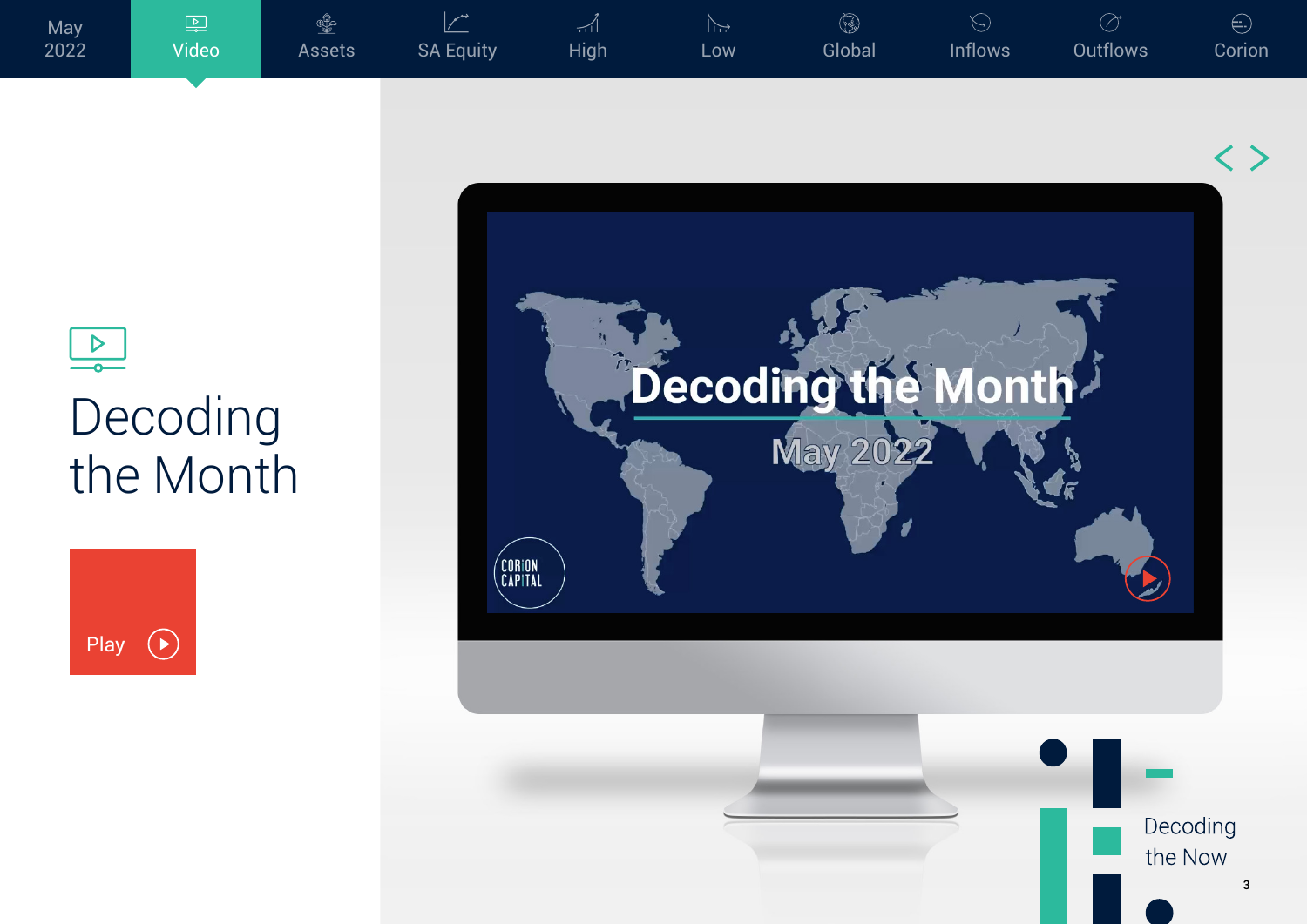# Decoding the Month

Play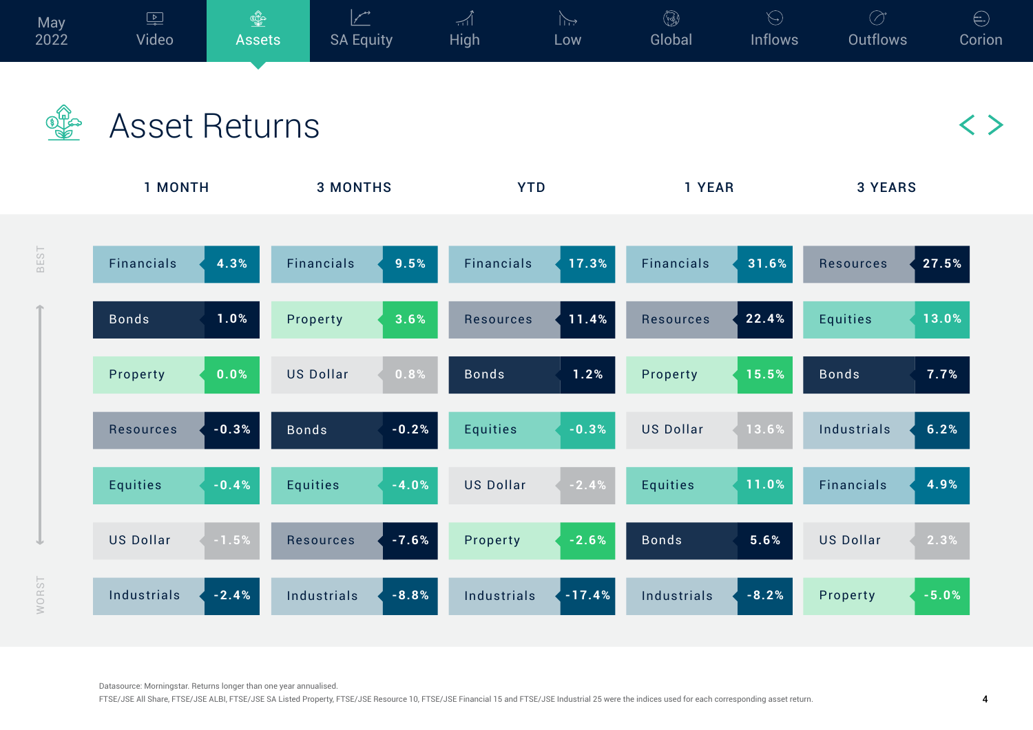May 2022 | Video | Assets | SA Equity | High | Low | Global | Inflows | Outflows | Corion

# Asset Returns

| Rank | 1 MONTH | | 3 MONTHS | | YTD | | 1 YEAR | | 3 YEARS | |
|---|---|---|---|---|---|---|---|---|---|---|
| BEST | Financials | 4.3% | Financials | 9.5% | Financials | 17.3% | Financials | 31.6% | Resources | 27.5% |
| | Bonds | 1.0% | Property | 3.6% | Resources | 11.4% | Resources | 22.4% | Equities | 13.0% |
| | Property | 0.0% | US Dollar | 0.8% | Bonds | 1.2% | Property | 15.5% | Bonds | 7.7% |
| | Resources | -0.3% | Bonds | -0.2% | Equities | -0.3% | US Dollar | 13.6% | Industrials | 6.2% |
| | Equities | -0.4% | Equities | -4.0% | US Dollar | -2.4% | Equities | 11.0% | Financials | 4.9% |
| | US Dollar | -1.5% | Resources | -7.6% | Property | -2.6% | Bonds | 5.6% | US Dollar | 2.3% |
| WORST | Industrials | -2.4% | Industrials | -8.8% | Industrials | -17.4% | Industrials | -8.2% | Property | -5.0% |

Datasource: Morningstar. Returns longer than one year annualised.
FTSE/JSE All Share, FTSE/JSE ALBI, FTSE/JSE SA Listed Property, FTSE/JSE Resource 10, FTSE/JSE Financial 15 and FTSE/JSE Industrial 25 were the indices used for each corresponding asset return.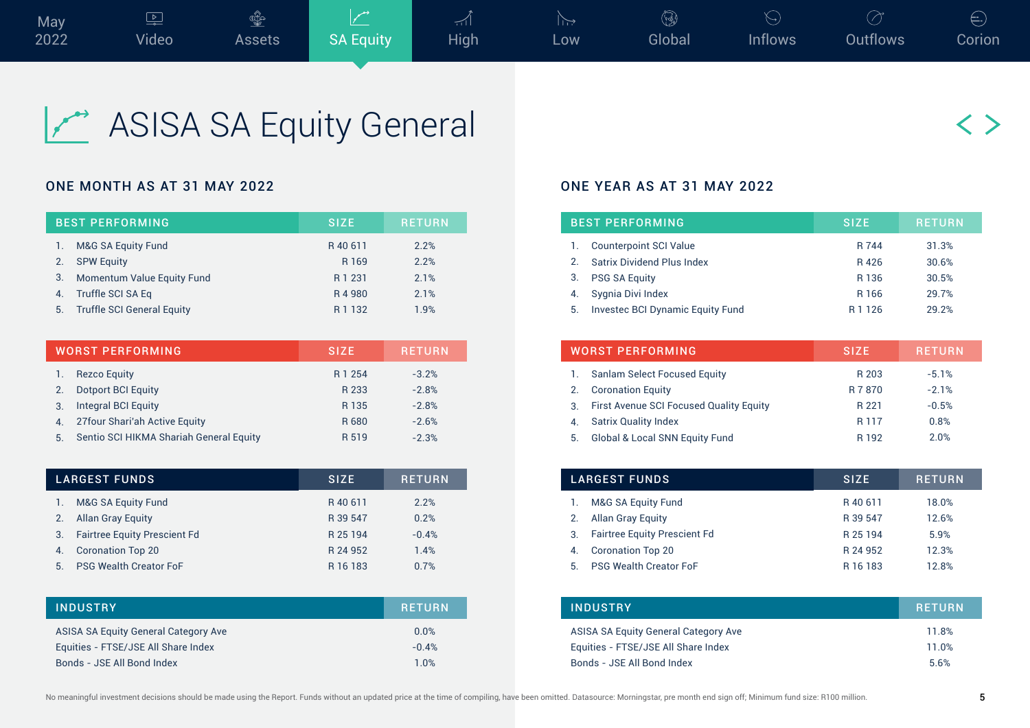# ASISA SA Equity General

## ONE MONTH AS AT 31 MAY 2022

| BEST PERFORMING | SIZE | RETURN |
|---|---|---|
| 1. M&G SA Equity Fund | R 40 611 | 2.2% |
| 2. SPW Equity | R 169 | 2.2% |
| 3. Momentum Value Equity Fund | R 1 231 | 2.1% |
| 4. Truffle SCI SA Eq | R 4 980 | 2.1% |
| 5. Truffle SCI General Equity | R 1 132 | 1.9% |

| WORST PERFORMING | SIZE | RETURN |
|---|---|---|
| 1. Rezco Equity | R 1 254 | -3.2% |
| 2. Dotport BCI Equity | R 233 | -2.8% |
| 3. Integral BCI Equity | R 135 | -2.8% |
| 4. 27four Shari'ah Active Equity | R 680 | -2.6% |
| 5. Sentio SCI HIKMA Shariah General Equity | R 519 | -2.3% |

| LARGEST FUNDS | SIZE | RETURN |
|---|---|---|
| 1. M&G SA Equity Fund | R 40 611 | 2.2% |
| 2. Allan Gray Equity | R 39 547 | 0.2% |
| 3. Fairtree Equity Prescient Fd | R 25 194 | -0.4% |
| 4. Coronation Top 20 | R 24 952 | 1.4% |
| 5. PSG Wealth Creator FoF | R 16 183 | 0.7% |

| INDUSTRY | RETURN |
|---|---|
| ASISA SA Equity General Category Ave | 0.0% |
| Equities - FTSE/JSE All Share Index | -0.4% |
| Bonds - JSE All Bond Index | 1.0% |

## ONE YEAR AS AT 31 MAY 2022

| BEST PERFORMING | SIZE | RETURN |
|---|---|---|
| 1. Counterpoint SCI Value | R 744 | 31.3% |
| 2. Satrix Dividend Plus Index | R 426 | 30.6% |
| 3. PSG SA Equity | R 136 | 30.5% |
| 4. Sygnia Divi Index | R 166 | 29.7% |
| 5. Investec BCI Dynamic Equity Fund | R 1 126 | 29.2% |

| WORST PERFORMING | SIZE | RETURN |
|---|---|---|
| 1. Sanlam Select Focused Equity | R 203 | -5.1% |
| 2. Coronation Equity | R 7 870 | -2.1% |
| 3. First Avenue SCI Focused Quality Equity | R 221 | -0.5% |
| 4. Satrix Quality Index | R 117 | 0.8% |
| 5. Global & Local SNN Equity Fund | R 192 | 2.0% |

| LARGEST FUNDS | SIZE | RETURN |
|---|---|---|
| 1. M&G SA Equity Fund | R 40 611 | 18.0% |
| 2. Allan Gray Equity | R 39 547 | 12.6% |
| 3. Fairtree Equity Prescient Fd | R 25 194 | 5.9% |
| 4. Coronation Top 20 | R 24 952 | 12.3% |
| 5. PSG Wealth Creator FoF | R 16 183 | 12.8% |

| INDUSTRY | RETURN |
|---|---|
| ASISA SA Equity General Category Ave | 11.8% |
| Equities - FTSE/JSE All Share Index | 11.0% |
| Bonds - JSE All Bond Index | 5.6% |

No meaningful investment decisions should be made using the Report. Funds without an updated price at the time of compiling, have been omitted. Datasource: Morningstar, pre month end sign off; Minimum fund size: R100 million.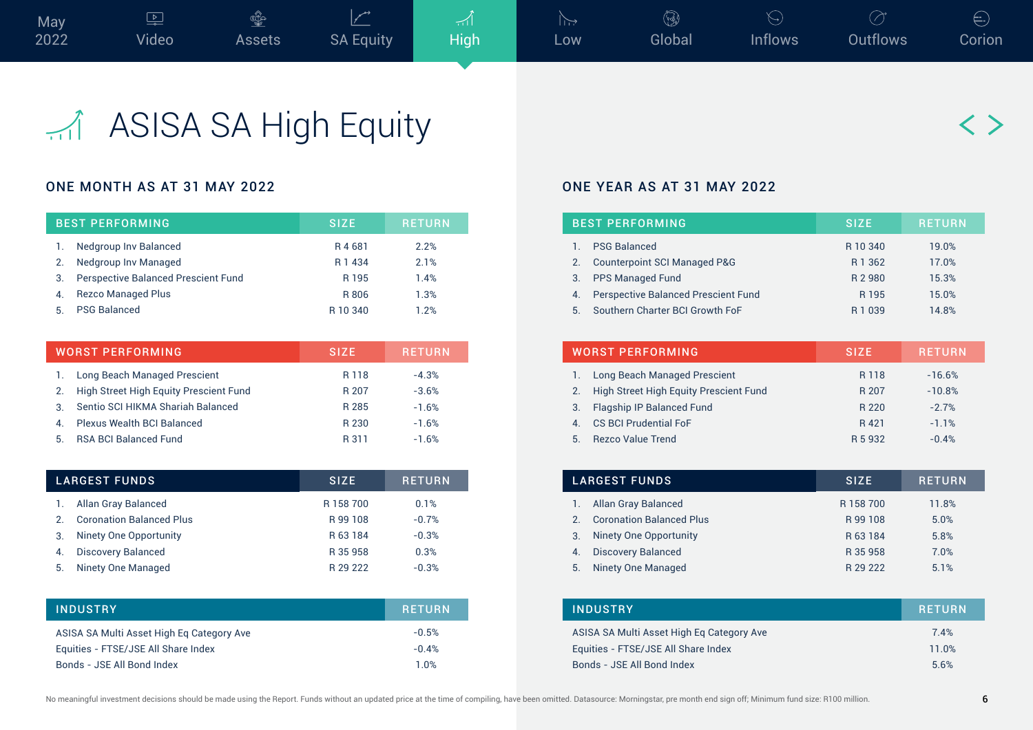# ASISA SA High Equity

## ONE MONTH AS AT 31 MAY 2022

| BEST PERFORMING | SIZE | RETURN |
| --- | --- | --- |
| 1. Nedgroup Inv Balanced | R 4 681 | 2.2% |
| 2. Nedgroup Inv Managed | R 1 434 | 2.1% |
| 3. Perspective Balanced Prescient Fund | R 195 | 1.4% |
| 4. Rezco Managed Plus | R 806 | 1.3% |
| 5. PSG Balanced | R 10 340 | 1.2% |

| WORST PERFORMING | SIZE | RETURN |
| --- | --- | --- |
| 1. Long Beach Managed Prescient | R 118 | -4.3% |
| 2. High Street High Equity Prescient Fund | R 207 | -3.6% |
| 3. Sentio SCI HIKMA Shariah Balanced | R 285 | -1.6% |
| 4. Plexus Wealth BCI Balanced | R 230 | -1.6% |
| 5. RSA BCI Balanced Fund | R 311 | -1.6% |

| LARGEST FUNDS | SIZE | RETURN |
| --- | --- | --- |
| 1. Allan Gray Balanced | R 158 700 | 0.1% |
| 2. Coronation Balanced Plus | R 99 108 | -0.7% |
| 3. Ninety One Opportunity | R 63 184 | -0.3% |
| 4. Discovery Balanced | R 35 958 | 0.3% |
| 5. Ninety One Managed | R 29 222 | -0.3% |

| INDUSTRY | RETURN |
| --- | --- |
| ASISA SA Multi Asset High Eq Category Ave | -0.5% |
| Equities - FTSE/JSE All Share Index | -0.4% |
| Bonds - JSE All Bond Index | 1.0% |

## ONE YEAR AS AT 31 MAY 2022

| BEST PERFORMING | SIZE | RETURN |
| --- | --- | --- |
| 1. PSG Balanced | R 10 340 | 19.0% |
| 2. Counterpoint SCI Managed P&G | R 1 362 | 17.0% |
| 3. PPS Managed Fund | R 2 980 | 15.3% |
| 4. Perspective Balanced Prescient Fund | R 195 | 15.0% |
| 5. Southern Charter BCI Growth FoF | R 1 039 | 14.8% |

| WORST PERFORMING | SIZE | RETURN |
| --- | --- | --- |
| 1. Long Beach Managed Prescient | R 118 | -16.6% |
| 2. High Street High Equity Prescient Fund | R 207 | -10.8% |
| 3. Flagship IP Balanced Fund | R 220 | -2.7% |
| 4. CS BCI Prudential FoF | R 421 | -1.1% |
| 5. Rezco Value Trend | R 5 932 | -0.4% |

| LARGEST FUNDS | SIZE | RETURN |
| --- | --- | --- |
| 1. Allan Gray Balanced | R 158 700 | 11.8% |
| 2. Coronation Balanced Plus | R 99 108 | 5.0% |
| 3. Ninety One Opportunity | R 63 184 | 5.8% |
| 4. Discovery Balanced | R 35 958 | 7.0% |
| 5. Ninety One Managed | R 29 222 | 5.1% |

| INDUSTRY | RETURN |
| --- | --- |
| ASISA SA Multi Asset High Eq Category Ave | 7.4% |
| Equities - FTSE/JSE All Share Index | 11.0% |
| Bonds - JSE All Bond Index | 5.6% |

No meaningful investment decisions should be made using the Report. Funds without an updated price at the time of compiling, have been omitted. Datasource: Morningstar, pre month end sign off; Minimum fund size: R100 million.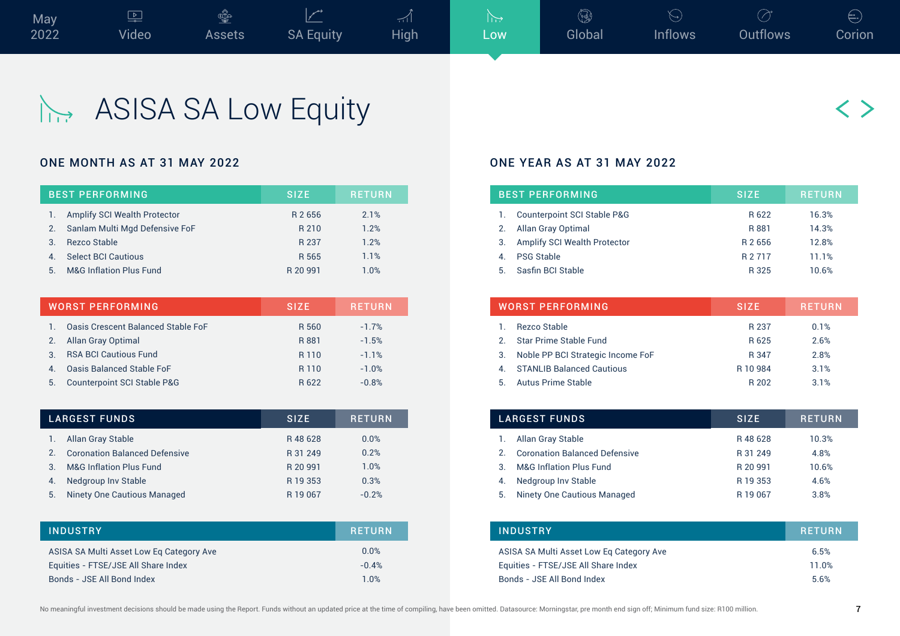# ASISA SA Low Equity

## ONE MONTH AS AT 31 MAY 2022

| BEST PERFORMING | SIZE | RETURN |
|---|---|---|
| 1. Amplify SCI Wealth Protector | R 2 656 | 2.1% |
| 2. Sanlam Multi Mgd Defensive FoF | R 210 | 1.2% |
| 3. Rezco Stable | R 237 | 1.2% |
| 4. Select BCI Cautious | R 565 | 1.1% |
| 5. M&G Inflation Plus Fund | R 20 991 | 1.0% |

| WORST PERFORMING | SIZE | RETURN |
|---|---|---|
| 1. Oasis Crescent Balanced Stable FoF | R 560 | -1.7% |
| 2. Allan Gray Optimal | R 881 | -1.5% |
| 3. RSA BCI Cautious Fund | R 110 | -1.1% |
| 4. Oasis Balanced Stable FoF | R 110 | -1.0% |
| 5. Counterpoint SCI Stable P&G | R 622 | -0.8% |

| LARGEST FUNDS | SIZE | RETURN |
|---|---|---|
| 1. Allan Gray Stable | R 48 628 | 0.0% |
| 2. Coronation Balanced Defensive | R 31 249 | 0.2% |
| 3. M&G Inflation Plus Fund | R 20 991 | 1.0% |
| 4. Nedgroup Inv Stable | R 19 353 | 0.3% |
| 5. Ninety One Cautious Managed | R 19 067 | -0.2% |

| INDUSTRY | RETURN |
|---|---|
| ASISA SA Multi Asset Low Eq Category Ave | 0.0% |
| Equities - FTSE/JSE All Share Index | -0.4% |
| Bonds - JSE All Bond Index | 1.0% |

## ONE YEAR AS AT 31 MAY 2022

| BEST PERFORMING | SIZE | RETURN |
|---|---|---|
| 1. Counterpoint SCI Stable P&G | R 622 | 16.3% |
| 2. Allan Gray Optimal | R 881 | 14.3% |
| 3. Amplify SCI Wealth Protector | R 2 656 | 12.8% |
| 4. PSG Stable | R 2 717 | 11.1% |
| 5. Sasfin BCI Stable | R 325 | 10.6% |

| WORST PERFORMING | SIZE | RETURN |
|---|---|---|
| 1. Rezco Stable | R 237 | 0.1% |
| 2. Star Prime Stable Fund | R 625 | 2.6% |
| 3. Noble PP BCI Strategic Income FoF | R 347 | 2.8% |
| 4. STANLIB Balanced Cautious | R 10 984 | 3.1% |
| 5. Autus Prime Stable | R 202 | 3.1% |

| LARGEST FUNDS | SIZE | RETURN |
|---|---|---|
| 1. Allan Gray Stable | R 48 628 | 10.3% |
| 2. Coronation Balanced Defensive | R 31 249 | 4.8% |
| 3. M&G Inflation Plus Fund | R 20 991 | 10.6% |
| 4. Nedgroup Inv Stable | R 19 353 | 4.6% |
| 5. Ninety One Cautious Managed | R 19 067 | 3.8% |

| INDUSTRY | RETURN |
|---|---|
| ASISA SA Multi Asset Low Eq Category Ave | 6.5% |
| Equities - FTSE/JSE All Share Index | 11.0% |
| Bonds - JSE All Bond Index | 5.6% |

No meaningful investment decisions should be made using the Report. Funds without an updated price at the time of compiling, have been omitted. Datasource: Morningstar, pre month end sign off; Minimum fund size: R100 million.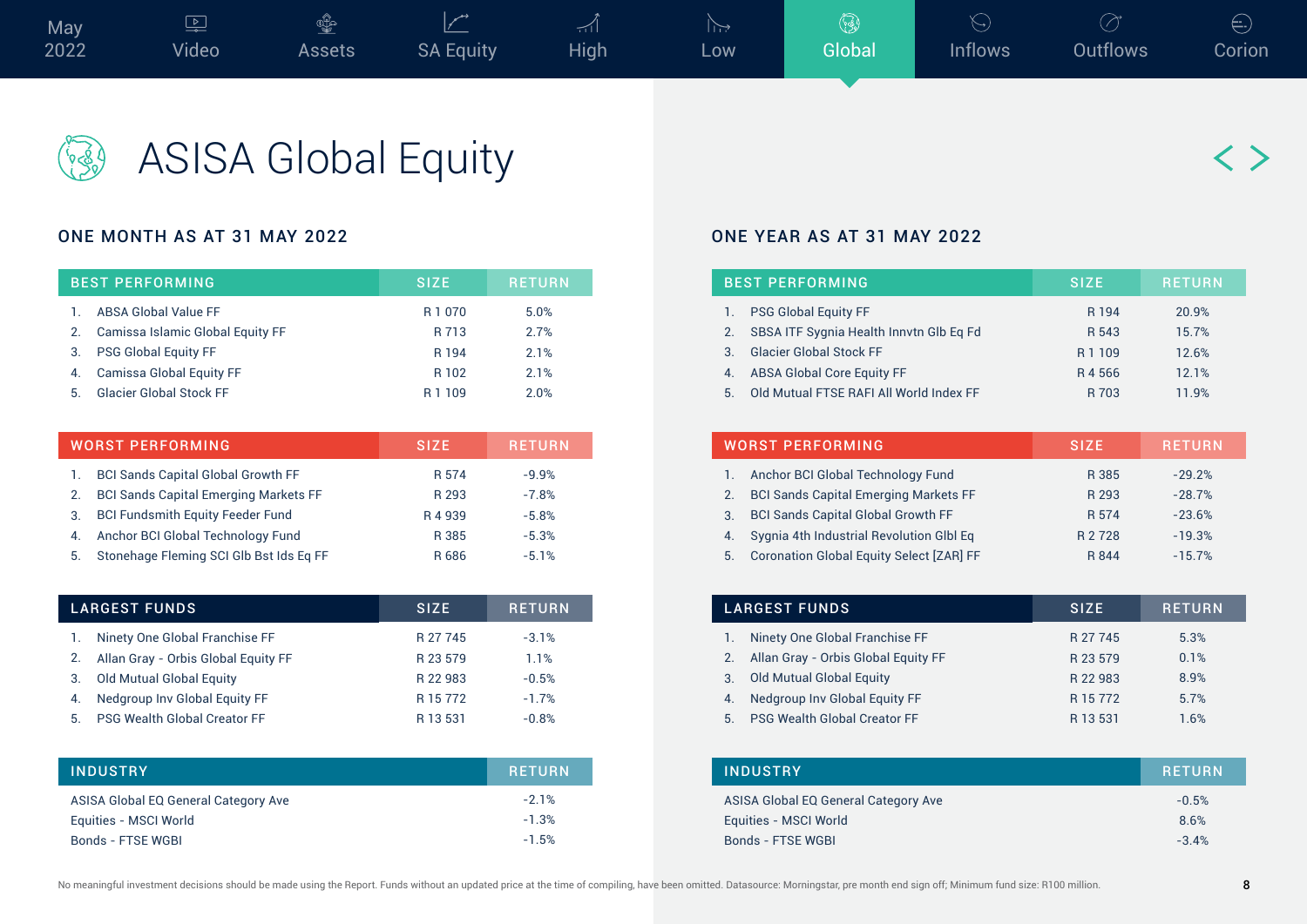# ASISA Global Equity

## ONE MONTH AS AT 31 MAY 2022

| BEST PERFORMING | SIZE | RETURN |
|---|---|---|
| 1. ABSA Global Value FF | R 1 070 | 5.0% |
| 2. Camissa Islamic Global Equity FF | R 713 | 2.7% |
| 3. PSG Global Equity FF | R 194 | 2.1% |
| 4. Camissa Global Equity FF | R 102 | 2.1% |
| 5. Glacier Global Stock FF | R 1 109 | 2.0% |

| WORST PERFORMING | SIZE | RETURN |
|---|---|---|
| 1. BCI Sands Capital Global Growth FF | R 574 | -9.9% |
| 2. BCI Sands Capital Emerging Markets FF | R 293 | -7.8% |
| 3. BCI Fundsmith Equity Feeder Fund | R 4 939 | -5.8% |
| 4. Anchor BCI Global Technology Fund | R 385 | -5.3% |
| 5. Stonehage Fleming SCI Glb Bst Ids Eq FF | R 686 | -5.1% |

| LARGEST FUNDS | SIZE | RETURN |
|---|---|---|
| 1. Ninety One Global Franchise FF | R 27 745 | -3.1% |
| 2. Allan Gray - Orbis Global Equity FF | R 23 579 | 1.1% |
| 3. Old Mutual Global Equity | R 22 983 | -0.5% |
| 4. Nedgroup Inv Global Equity FF | R 15 772 | -1.7% |
| 5. PSG Wealth Global Creator FF | R 13 531 | -0.8% |

| INDUSTRY | RETURN |
|---|---|
| ASISA Global EQ General Category Ave | -2.1% |
| Equities - MSCI World | -1.3% |
| Bonds - FTSE WGBI | -1.5% |

## ONE YEAR AS AT 31 MAY 2022

| BEST PERFORMING | SIZE | RETURN |
|---|---|---|
| 1. PSG Global Equity FF | R 194 | 20.9% |
| 2. SBSA ITF Sygnia Health Innvtn Glb Eq Fd | R 543 | 15.7% |
| 3. Glacier Global Stock FF | R 1 109 | 12.6% |
| 4. ABSA Global Core Equity FF | R 4 566 | 12.1% |
| 5. Old Mutual FTSE RAFI All World Index FF | R 703 | 11.9% |

| WORST PERFORMING | SIZE | RETURN |
|---|---|---|
| 1. Anchor BCI Global Technology Fund | R 385 | -29.2% |
| 2. BCI Sands Capital Emerging Markets FF | R 293 | -28.7% |
| 3. BCI Sands Capital Global Growth FF | R 574 | -23.6% |
| 4. Sygnia 4th Industrial Revolution Glbl Eq | R 2 728 | -19.3% |
| 5. Coronation Global Equity Select [ZAR] FF | R 844 | -15.7% |

| LARGEST FUNDS | SIZE | RETURN |
|---|---|---|
| 1. Ninety One Global Franchise FF | R 27 745 | 5.3% |
| 2. Allan Gray - Orbis Global Equity FF | R 23 579 | 0.1% |
| 3. Old Mutual Global Equity | R 22 983 | 8.9% |
| 4. Nedgroup Inv Global Equity FF | R 15 772 | 5.7% |
| 5. PSG Wealth Global Creator FF | R 13 531 | 1.6% |

| INDUSTRY | RETURN |
|---|---|
| ASISA Global EQ General Category Ave | -0.5% |
| Equities - MSCI World | 8.6% |
| Bonds - FTSE WGBI | -3.4% |

No meaningful investment decisions should be made using the Report. Funds without an updated price at the time of compiling, have been omitted. Datasource: Morningstar, pre month end sign off; Minimum fund size: R100 million.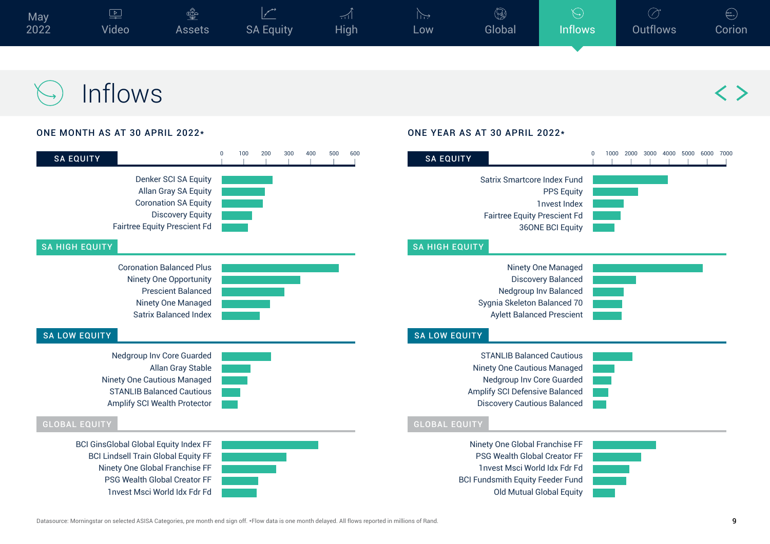# Inflows

## ONE MONTH AS AT 30 APRIL 2022*

### SA EQUITY

- Denker SCI SA Equity
- Allan Gray SA Equity
- Coronation SA Equity
- Discovery Equity
- Fairtree Equity Prescient Fd

### SA HIGH EQUITY

- Coronation Balanced Plus
- Ninety One Opportunity
- Prescient Balanced
- Ninety One Managed
- Satrix Balanced Index

### SA LOW EQUITY

- Nedgroup Inv Core Guarded
- Allan Gray Stable
- Ninety One Cautious Managed
- STANLIB Balanced Cautious
- Amplify SCI Wealth Protector

### GLOBAL EQUITY

- BCI GinsGlobal Global Equity Index FF
- BCI Lindsell Train Global Equity FF
- Ninety One Global Franchise FF
- PSG Wealth Global Creator FF
- 1nvest Msci World Idx Fdr Fd

## ONE YEAR AS AT 30 APRIL 2022*

### SA EQUITY

- Satrix Smartcore Index Fund
- PPS Equity
- 1nvest Index
- Fairtree Equity Prescient Fd
- 36ONE BCI Equity

### SA HIGH EQUITY

- Ninety One Managed
- Discovery Balanced
- Nedgroup Inv Balanced
- Sygnia Skeleton Balanced 70
- Aylett Balanced Prescient

### SA LOW EQUITY

- STANLIB Balanced Cautious
- Ninety One Cautious Managed
- Nedgroup Inv Core Guarded
- Amplify SCI Defensive Balanced
- Discovery Cautious Balanced

### GLOBAL EQUITY

- Ninety One Global Franchise FF
- PSG Wealth Global Creator FF
- 1nvest Msci World Idx Fdr Fd
- BCI Fundsmith Equity Feeder Fund
- Old Mutual Global Equity

Datasource: Morningstar on selected ASISA Categories, pre month end sign off. *Flow data is one month delayed. All flows reported in millions of Rand.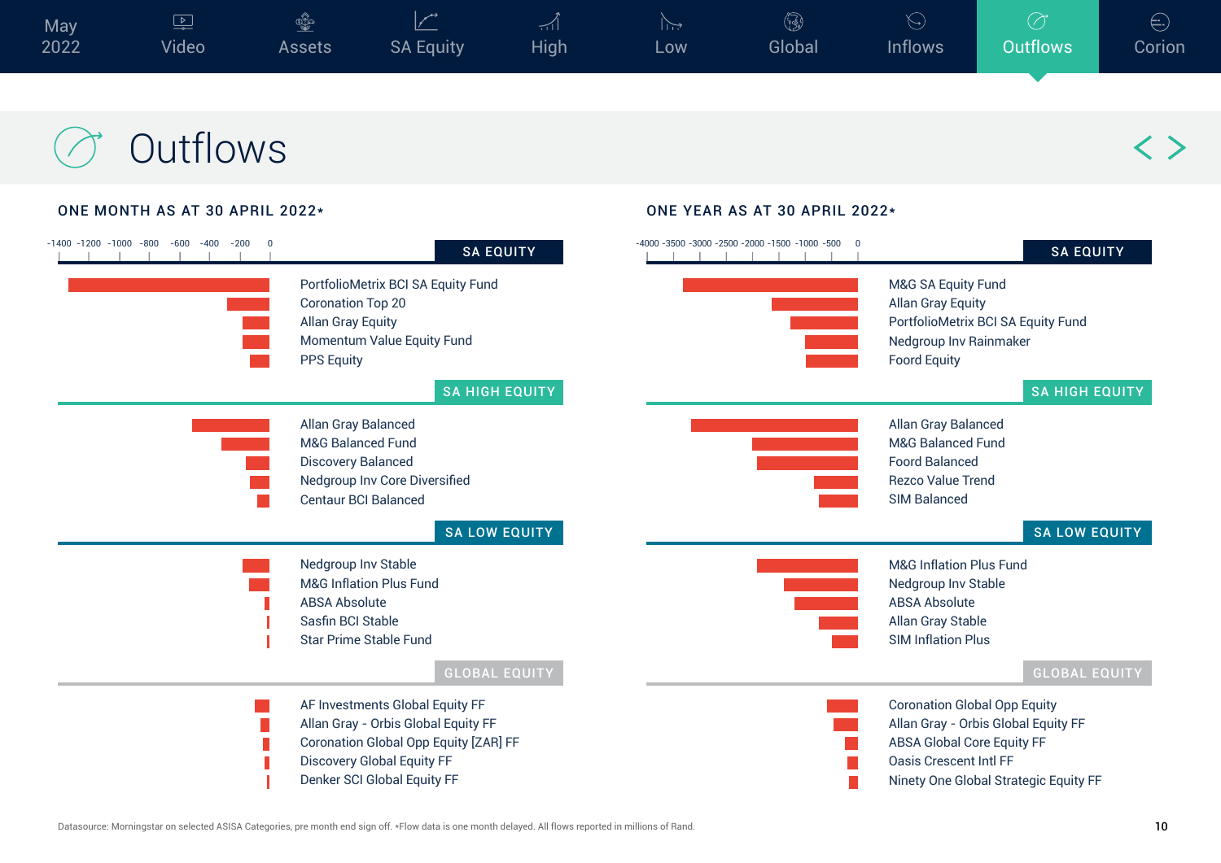May 2022 | Video | Assets | SA Equity | High | Low | Global | Inflows | Outflows | Corion

# Outflows

## ONE MONTH AS AT 30 APRIL 2022*

Axis: -1400, -1200, -1000, -800, -600, -400, -200, 0

### SA EQUITY

- PortfolioMetrix BCI SA Equity Fund
- Coronation Top 20
- Allan Gray Equity
- Momentum Value Equity Fund
- PPS Equity

### SA HIGH EQUITY

- Allan Gray Balanced
- M&G Balanced Fund
- Discovery Balanced
- Nedgroup Inv Core Diversified
- Centaur BCI Balanced

### SA LOW EQUITY

- Nedgroup Inv Stable
- M&G Inflation Plus Fund
- ABSA Absolute
- Sasfin BCI Stable
- Star Prime Stable Fund

### GLOBAL EQUITY

- AF Investments Global Equity FF
- Allan Gray - Orbis Global Equity FF
- Coronation Global Opp Equity [ZAR] FF
- Discovery Global Equity FF
- Denker SCI Global Equity FF

## ONE YEAR AS AT 30 APRIL 2022*

Axis: -4000, -3500, -3000, -2500, -2000, -1500, -1000, -500, 0

### SA EQUITY

- M&G SA Equity Fund
- Allan Gray Equity
- PortfolioMetrix BCI SA Equity Fund
- Nedgroup Inv Rainmaker
- Foord Equity

### SA HIGH EQUITY

- Allan Gray Balanced
- M&G Balanced Fund
- Foord Balanced
- Rezco Value Trend
- SIM Balanced

### SA LOW EQUITY

- M&G Inflation Plus Fund
- Nedgroup Inv Stable
- ABSA Absolute
- Allan Gray Stable
- SIM Inflation Plus

### GLOBAL EQUITY

- Coronation Global Opp Equity
- Allan Gray - Orbis Global Equity FF
- ABSA Global Core Equity FF
- Oasis Crescent Intl FF
- Ninety One Global Strategic Equity FF

Datasource: Morningstar on selected ASISA Categories, pre month end sign off. *Flow data is one month delayed. All flows reported in millions of Rand.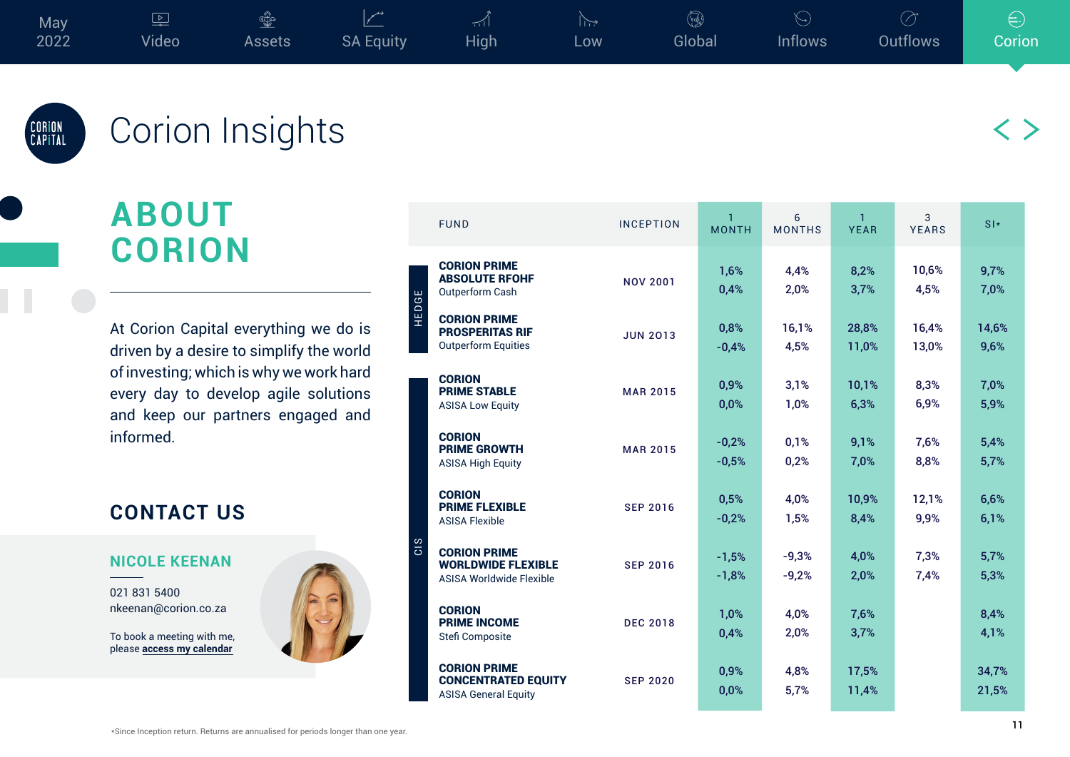# Corion Insights

## ABOUT CORION

At Corion Capital everything we do is driven by a desire to simplify the world of investing; which is why we work hard every day to develop agile solutions and keep our partners engaged and informed.

## CONTACT US

### NICOLE KEENAN

021 831 5400
nkeenan@corion.co.za

To book a meeting with me, please **access my calendar**

| | FUND | INCEPTION | 1 MONTH | 6 MONTHS | 1 YEAR | 3 YEARS | SI* |
|---|---|---|---|---|---|---|---|
| HEDGE | **CORION PRIME ABSOLUTE RFOHF**<br>Outperform Cash | NOV 2001 | 1,6%<br>0,4% | 4,4%<br>2,0% | 8,2%<br>3,7% | 10,6%<br>4,5% | 9,7%<br>7,0% |
| HEDGE | **CORION PRIME PROSPERITAS RIF**<br>Outperform Equities | JUN 2013 | 0,8%<br>-0,4% | 16,1%<br>4,5% | 28,8%<br>11,0% | 16,4%<br>13,0% | 14,6%<br>9,6% |
| CIS | **CORION PRIME STABLE**<br>ASISA Low Equity | MAR 2015 | 0,9%<br>0,0% | 3,1%<br>1,0% | 10,1%<br>6,3% | 8,3%<br>6,9% | 7,0%<br>5,9% |
| CIS | **CORION PRIME GROWTH**<br>ASISA High Equity | MAR 2015 | -0,2%<br>-0,5% | 0,1%<br>0,2% | 9,1%<br>7,0% | 7,6%<br>8,8% | 5,4%<br>5,7% |
| CIS | **CORION PRIME FLEXIBLE**<br>ASISA Flexible | SEP 2016 | 0,5%<br>-0,2% | 4,0%<br>1,5% | 10,9%<br>8,4% | 12,1%<br>9,9% | 6,6%<br>6,1% |
| CIS | **CORION PRIME WORLDWIDE FLEXIBLE**<br>ASISA Worldwide Flexible | SEP 2016 | -1,5%<br>-1,8% | -9,3%<br>-9,2% | 4,0%<br>2,0% | 7,3%<br>7,4% | 5,7%<br>5,3% |
| CIS | **CORION PRIME INCOME**<br>Stefi Composite | DEC 2018 | 1,0%<br>0,4% | 4,0%<br>2,0% | 7,6%<br>3,7% | | 8,4%<br>4,1% |
| CIS | **CORION PRIME CONCENTRATED EQUITY**<br>ASISA General Equity | SEP 2020 | 0,9%<br>0,0% | 4,8%<br>5,7% | 17,5%<br>11,4% | | 34,7%<br>21,5% |

*Since Inception return. Returns are annualised for periods longer than one year.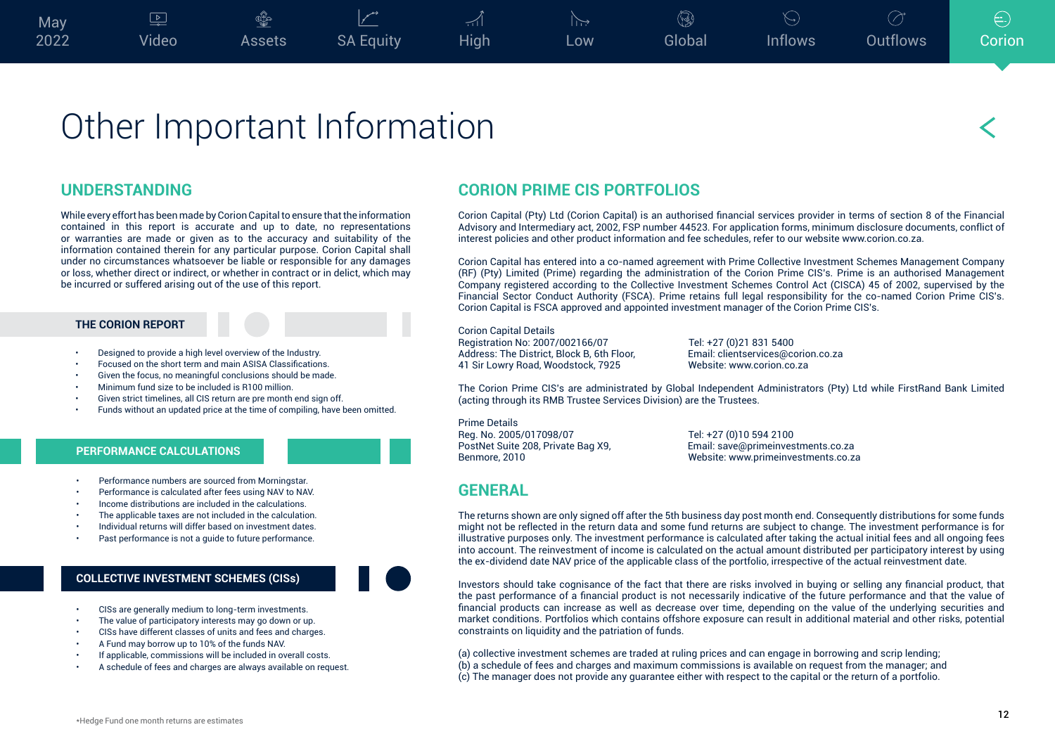# Other Important Information

## UNDERSTANDING

While every effort has been made by Corion Capital to ensure that the information contained in this report is accurate and up to date, no representations or warranties are made or given as to the accuracy and suitability of the information contained therein for any particular purpose. Corion Capital shall under no circumstances whatsoever be liable or responsible for any damages or loss, whether direct or indirect, or whether in contract or in delict, which may be incurred or suffered arising out of the use of this report.

### THE CORION REPORT

- Designed to provide a high level overview of the Industry.
- Focused on the short term and main ASISA Classifications.
- Given the focus, no meaningful conclusions should be made.
- Minimum fund size to be included is R100 million.
- Given strict timelines, all CIS return are pre month end sign off.
- Funds without an updated price at the time of compiling, have been omitted.

### PERFORMANCE CALCULATIONS

- Performance numbers are sourced from Morningstar.
- Performance is calculated after fees using NAV to NAV.
- Income distributions are included in the calculations.
- The applicable taxes are not included in the calculation.
- Individual returns will differ based on investment dates.
- Past performance is not a guide to future performance.

### COLLECTIVE INVESTMENT SCHEMES (CISs)

- CISs are generally medium to long-term investments.
- The value of participatory interests may go down or up.
- CISs have different classes of units and fees and charges.
- A Fund may borrow up to 10% of the funds NAV.
- If applicable, commissions will be included in overall costs.
- A schedule of fees and charges are always available on request.

*Hedge Fund one month returns are estimates

## CORION PRIME CIS PORTFOLIOS

Corion Capital (Pty) Ltd (Corion Capital) is an authorised financial services provider in terms of section 8 of the Financial Advisory and Intermediary act, 2002, FSP number 44523. For application forms, minimum disclosure documents, conflict of interest policies and other product information and fee schedules, refer to our website www.corion.co.za.

Corion Capital has entered into a co-named agreement with Prime Collective Investment Schemes Management Company (RF) (Pty) Limited (Prime) regarding the administration of the Corion Prime CIS's. Prime is an authorised Management Company registered according to the Collective Investment Schemes Control Act (CISCA) 45 of 2002, supervised by the Financial Sector Conduct Authority (FSCA). Prime retains full legal responsibility for the co-named Corion Prime CIS's. Corion Capital is FSCA approved and appointed investment manager of the Corion Prime CIS's.

Corion Capital Details
Registration No: 2007/002166/07
Address: The District, Block B, 6th Floor,
41 Sir Lowry Road, Woodstock, 7925

Tel: +27 (0)21 831 5400
Email: clientservices@corion.co.za
Website: www.corion.co.za

The Corion Prime CIS's are administrated by Global Independent Administrators (Pty) Ltd while FirstRand Bank Limited (acting through its RMB Trustee Services Division) are the Trustees.

Prime Details
Reg. No. 2005/017098/07
PostNet Suite 208, Private Bag X9,
Benmore, 2010

Tel: +27 (0)10 594 2100
Email: save@primeinvestments.co.za
Website: www.primeinvestments.co.za

## GENERAL

The returns shown are only signed off after the 5th business day post month end. Consequently distributions for some funds might not be reflected in the return data and some fund returns are subject to change. The investment performance is for illustrative purposes only. The investment performance is calculated after taking the actual initial fees and all ongoing fees into account. The reinvestment of income is calculated on the actual amount distributed per participatory interest by using the ex-dividend date NAV price of the applicable class of the portfolio, irrespective of the actual reinvestment date.

Investors should take cognisance of the fact that there are risks involved in buying or selling any financial product, that the past performance of a financial product is not necessarily indicative of the future performance and that the value of financial products can increase as well as decrease over time, depending on the value of the underlying securities and market conditions. Portfolios which contains offshore exposure can result in additional material and other risks, potential constraints on liquidity and the patriation of funds.

(a) collective investment schemes are traded at ruling prices and can engage in borrowing and scrip lending;
(b) a schedule of fees and charges and maximum commissions is available on request from the manager; and
(c) The manager does not provide any guarantee either with respect to the capital or the return of a portfolio.